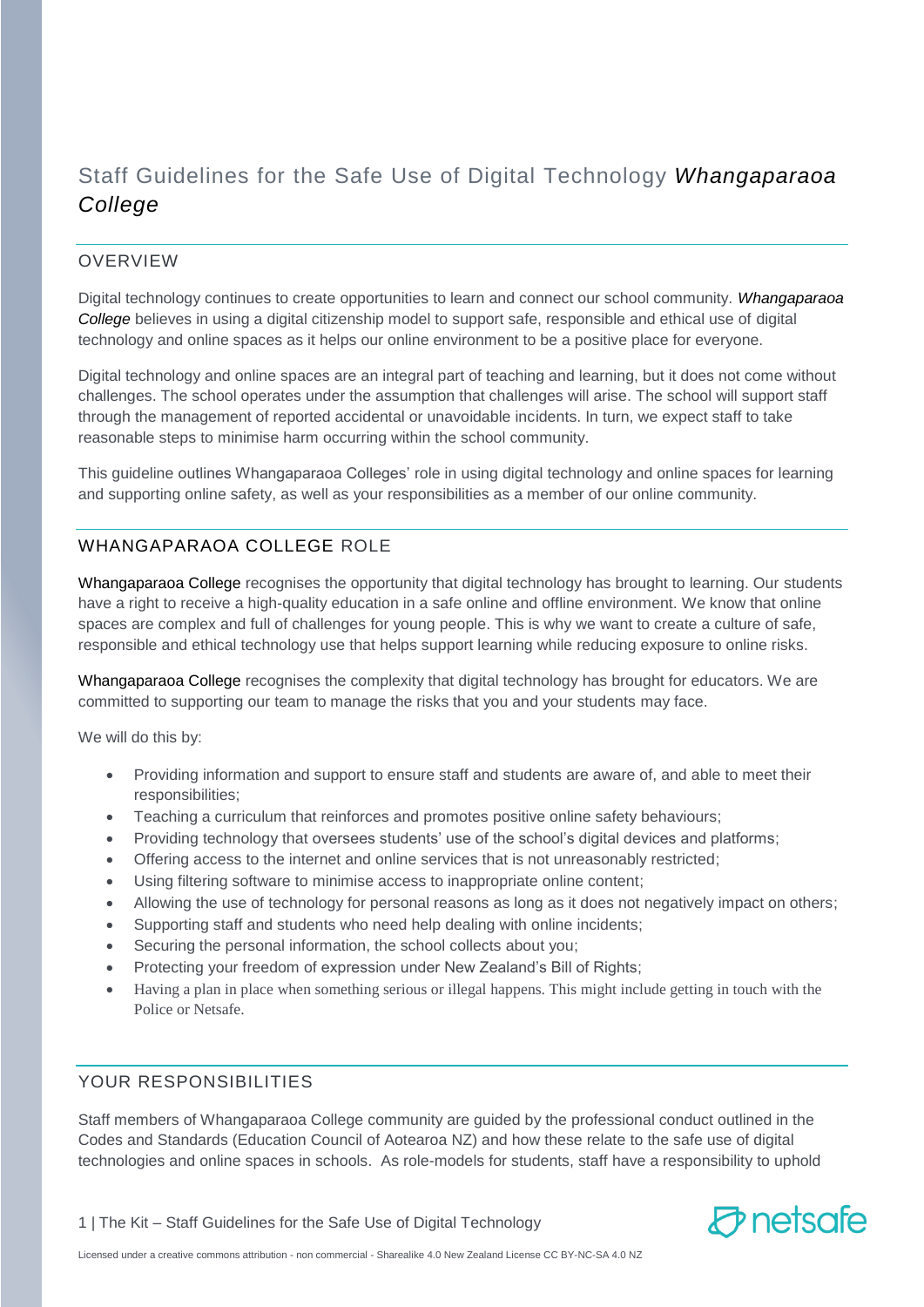# Staff Guidelines for the Safe Use of Digital Technology *Whangaparaoa College*

## OVERVIEW

Digital technology continues to create opportunities to learn and connect our school community. ***Whangaparaoa College*** believes in using a digital citizenship model to support safe, responsible and ethical use of digital technology and online spaces as it helps our online environment to be a positive place for everyone.

Digital technology and online spaces are an integral part of teaching and learning, but it does not come without challenges. The school operates under the assumption that challenges will arise. The school will support staff through the management of reported accidental or unavoidable incidents. In turn, we expect staff to take reasonable steps to minimise harm occurring within the school community.

This guideline outlines Whangaparaoa Colleges' role in using digital technology and online spaces for learning and supporting online safety, as well as your responsibilities as a member of our online community.

## WHANGAPARAOA COLLEGE ROLE

Whangaparaoa College recognises the opportunity that digital technology has brought to learning. Our students have a right to receive a high-quality education in a safe online and offline environment. We know that online spaces are complex and full of challenges for young people. This is why we want to create a culture of safe, responsible and ethical technology use that helps support learning while reducing exposure to online risks.

Whangaparaoa College recognises the complexity that digital technology has brought for educators. We are committed to supporting our team to manage the risks that you and your students may face.

We will do this by:

- Providing information and support to ensure staff and students are aware of, and able to meet their responsibilities;
- Teaching a curriculum that reinforces and promotes positive online safety behaviours;
- Providing technology that oversees students' use of the school's digital devices and platforms;
- Offering access to the internet and online services that is not unreasonably restricted;
- Using filtering software to minimise access to inappropriate online content;
- Allowing the use of technology for personal reasons as long as it does not negatively impact on others;
- Supporting staff and students who need help dealing with online incidents;
- Securing the personal information, the school collects about you;
- Protecting your freedom of expression under New Zealand's Bill of Rights;
- Having a plan in place when something serious or illegal happens. This might include getting in touch with the Police or Netsafe.

## YOUR RESPONSIBILITIES

Staff members of Whangaparaoa College community are guided by the professional conduct outlined in the Codes and Standards (Education Council of Aotearoa NZ) and how these relate to the safe use of digital technologies and online spaces in schools. As role-models for students, staff have a responsibility to uphold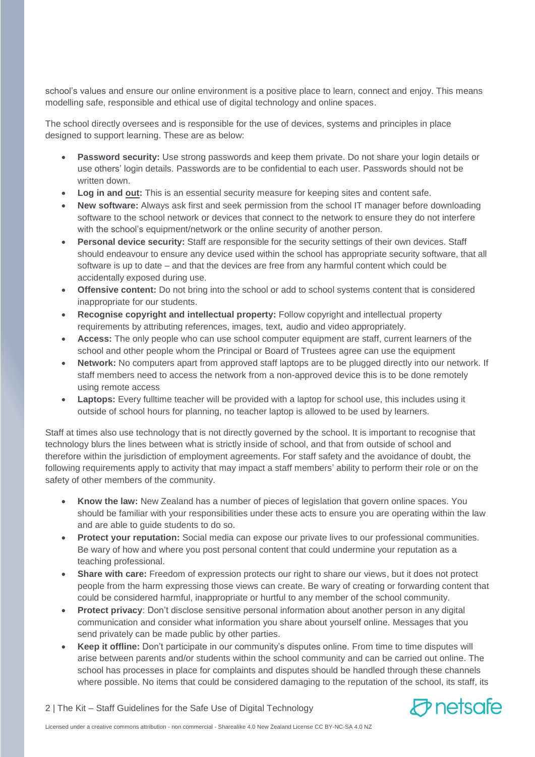school's values and ensure our online environment is a positive place to learn, connect and enjoy. This means modelling safe, responsible and ethical use of digital technology and online spaces.

The school directly oversees and is responsible for the use of devices, systems and principles in place designed to support learning. These are as below:

- **Password security:** Use strong passwords and keep them private. Do not share your login details or use others' login details. Passwords are to be confidential to each user. Passwords should not be written down.
- **Log in and out:** This is an essential security measure for keeping sites and content safe.
- **New software:** Always ask first and seek permission from the school IT manager before downloading software to the school network or devices that connect to the network to ensure they do not interfere with the school's equipment/network or the online security of another person.
- **Personal device security:** Staff are responsible for the security settings of their own devices. Staff should endeavour to ensure any device used within the school has appropriate security software, that all software is up to date – and that the devices are free from any harmful content which could be accidentally exposed during use.
- **Offensive content:** Do not bring into the school or add to school systems content that is considered inappropriate for our students.
- **Recognise copyright and intellectual property:** Follow copyright and intellectual property requirements by attributing references, images, text, audio and video appropriately.
- **Access:** The only people who can use school computer equipment are staff, current learners of the school and other people whom the Principal or Board of Trustees agree can use the equipment
- **Network:** No computers apart from approved staff laptops are to be plugged directly into our network. If staff members need to access the network from a non-approved device this is to be done remotely using remote access
- **Laptops:** Every fulltime teacher will be provided with a laptop for school use, this includes using it outside of school hours for planning, no teacher laptop is allowed to be used by learners.

Staff at times also use technology that is not directly governed by the school. It is important to recognise that technology blurs the lines between what is strictly inside of school, and that from outside of school and therefore within the jurisdiction of employment agreements. For staff safety and the avoidance of doubt, the following requirements apply to activity that may impact a staff members' ability to perform their role or on the safety of other members of the community.

- **Know the law:** New Zealand has a number of pieces of legislation that govern online spaces. You should be familiar with your responsibilities under these acts to ensure you are operating within the law and are able to guide students to do so.
- **Protect your reputation:** Social media can expose our private lives to our professional communities. Be wary of how and where you post personal content that could undermine your reputation as a teaching professional.
- **Share with care:** Freedom of expression protects our right to share our views, but it does not protect people from the harm expressing those views can create. Be wary of creating or forwarding content that could be considered harmful, inappropriate or hurtful to any member of the school community.
- **Protect privacy**: Don't disclose sensitive personal information about another person in any digital communication and consider what information you share about yourself online. Messages that you send privately can be made public by other parties.
- **Keep it offline:** Don't participate in our community's disputes online. From time to time disputes will arise between parents and/or students within the school community and can be carried out online. The school has processes in place for complaints and disputes should be handled through these channels where possible. No items that could be considered damaging to the reputation of the school, its staff, its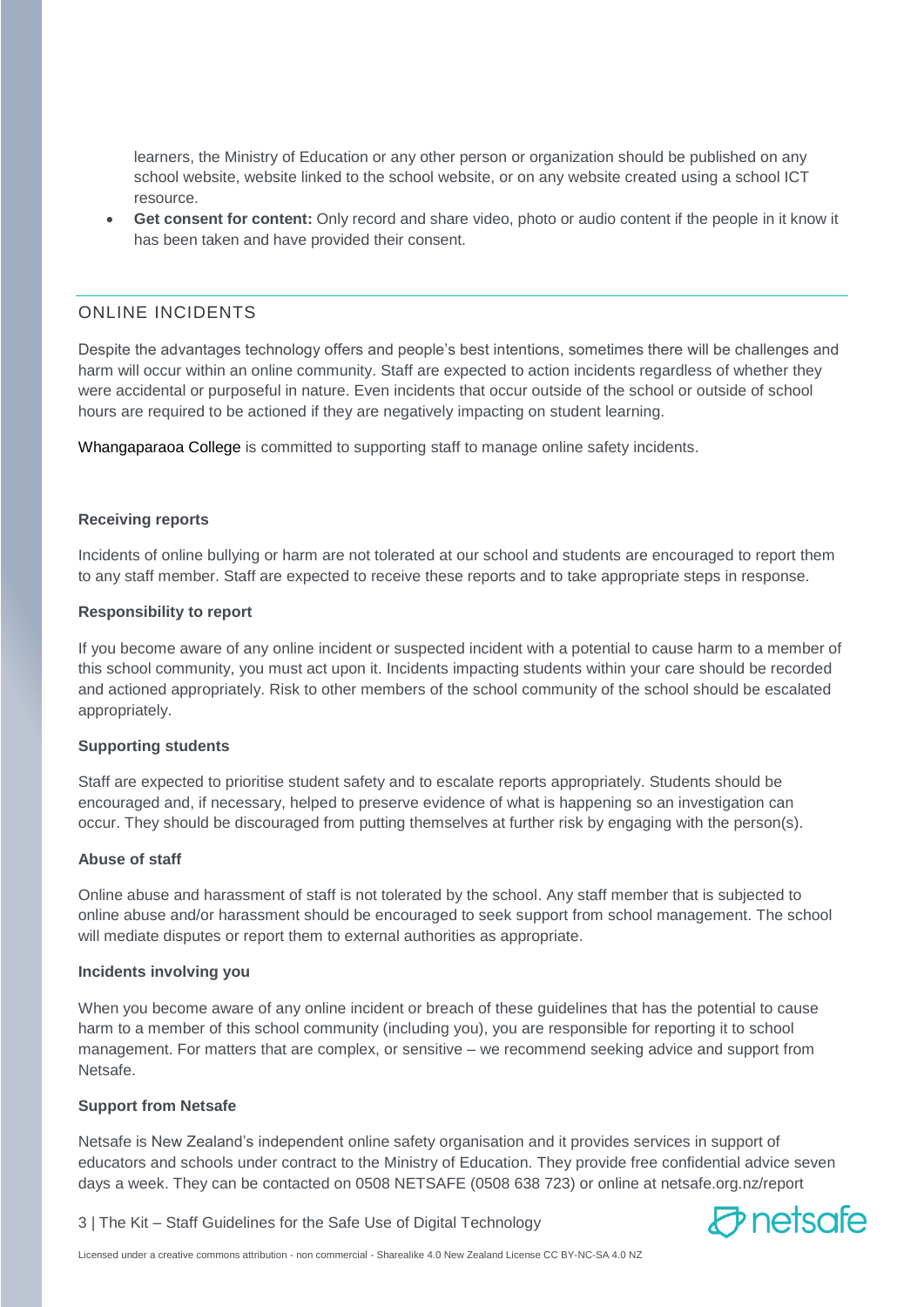learners, the Ministry of Education or any other person or organization should be published on any school website, website linked to the school website, or on any website created using a school ICT resource.

- **Get consent for content:** Only record and share video, photo or audio content if the people in it know it has been taken and have provided their consent.

## ONLINE INCIDENTS

Despite the advantages technology offers and people's best intentions, sometimes there will be challenges and harm will occur within an online community. Staff are expected to action incidents regardless of whether they were accidental or purposeful in nature. Even incidents that occur outside of the school or outside of school hours are required to be actioned if they are negatively impacting on student learning.

Whangaparaoa College is committed to supporting staff to manage online safety incidents.

**Receiving reports**

Incidents of online bullying or harm are not tolerated at our school and students are encouraged to report them to any staff member. Staff are expected to receive these reports and to take appropriate steps in response.

**Responsibility to report**

If you become aware of any online incident or suspected incident with a potential to cause harm to a member of this school community, you must act upon it. Incidents impacting students within your care should be recorded and actioned appropriately. Risk to other members of the school community of the school should be escalated appropriately.

**Supporting students**

Staff are expected to prioritise student safety and to escalate reports appropriately. Students should be encouraged and, if necessary, helped to preserve evidence of what is happening so an investigation can occur. They should be discouraged from putting themselves at further risk by engaging with the person(s).

**Abuse of staff**

Online abuse and harassment of staff is not tolerated by the school. Any staff member that is subjected to online abuse and/or harassment should be encouraged to seek support from school management. The school will mediate disputes or report them to external authorities as appropriate.

**Incidents involving you**

When you become aware of any online incident or breach of these guidelines that has the potential to cause harm to a member of this school community (including you), you are responsible for reporting it to school management. For matters that are complex, or sensitive – we recommend seeking advice and support from Netsafe.

**Support from Netsafe**

Netsafe is New Zealand's independent online safety organisation and it provides services in support of educators and schools under contract to the Ministry of Education. They provide free confidential advice seven days a week. They can be contacted on 0508 NETSAFE (0508 638 723) or online at netsafe.org.nz/report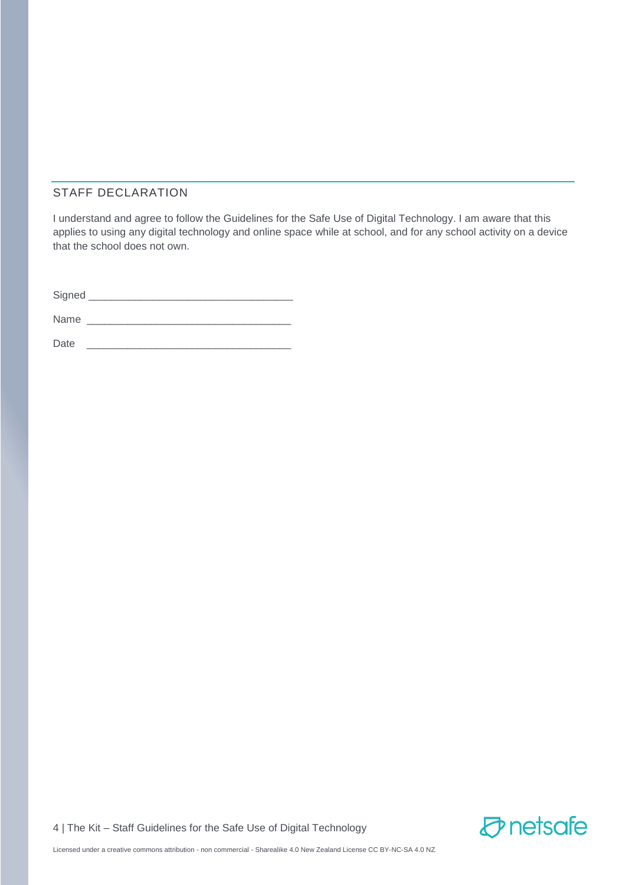## STAFF DECLARATION

I understand and agree to follow the Guidelines for the Safe Use of Digital Technology. I am aware that this applies to using any digital technology and online space while at school, and for any school activity on a device that the school does not own.

Signed ___________________________________

Name ___________________________________

Date ___________________________________

Licensed under a creative commons attribution - non commercial - Sharealike 4.0 New Zealand License CC BY-NC-SA 4.0 NZ